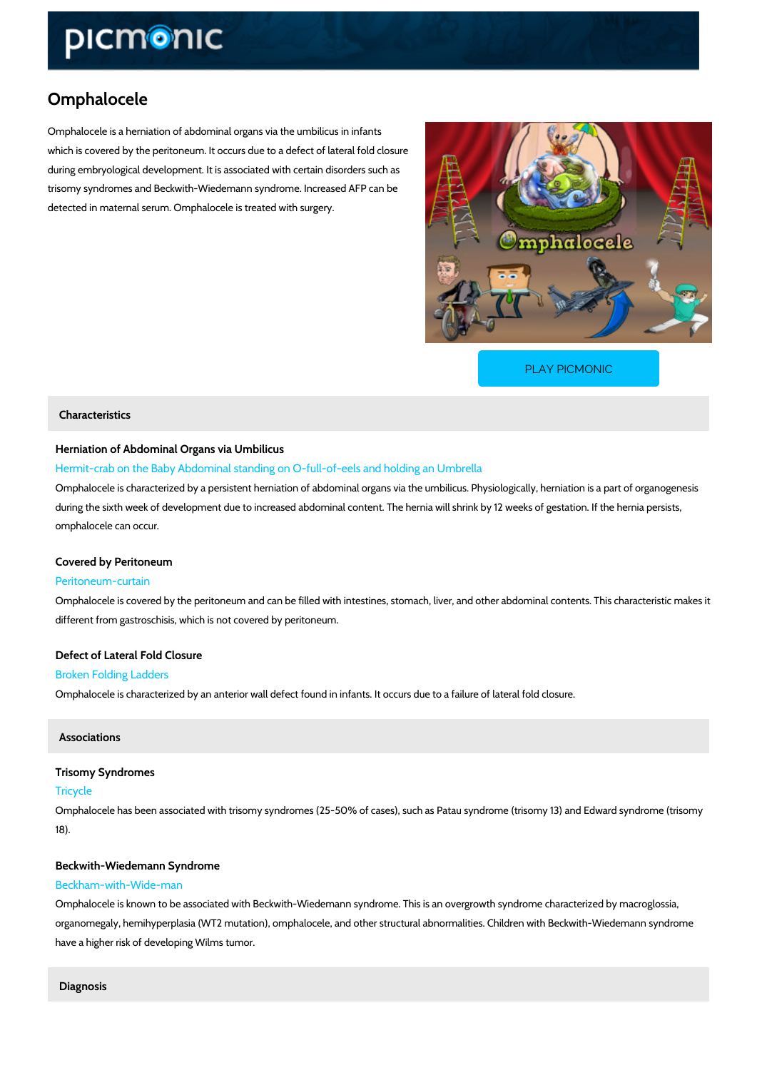# Omphalocele

Omphalocele is a herniation of abdominal organs via the umbilicus in infants which is covered by the peritoneum. It occurs due to a defect of lateral fold closure during embryological development. It is associated with certain disorders such as trisomy syndromes and Beckwith-Wiedemann syndrome. Increased AFP can be detected in maternal serum. Omphalocele is treated with surgery.

PLAY PICMONIC

## Characteristics

### Herniation of Abdominal Organs via Umbilicus

Hermit-crab on the Baby Abdominal standing on O-full-of-eels and holding an Umbrella

Omphalocele is characterized by a persistent herniation of abdominal organs via the umbilicus. Physiologically, herniation is a part of organogenesis during the sixth week of development due to increased abdominal content. The hernia will shrink by 12 weeks of gestation. If the hernia persists, omphalocele can occur.

### Covered by Peritoneum

Peritoneum-curtain

Omphalocele is covered by the peritoneum and can be filled with intestines, stomach, liver, and other abdominal contents. This characteristic makes it different from gastroschisis, which is not covered by peritoneum.

### Defect of Lateral Fold Closure

Broken Folding Ladders

Omphalocele is characterized by an anterior wall defect found in infants. It occurs due to a failure of lateral fold closure.

## Associations

### Trisomy Syndromes

Tricycle

Omphalocele has been associated with trisomy syndromes (25-50% of cases), such as Patau syndrome (trisomy 13) and Edward syndrome (trisomy 18).

### Beckwith-Wiedemann Syndrome

Beckham-with-Wide-man

Omphalocele is known to be associated with Beckwith-Wiedemann syndrome. This is an overgrowth syndrome characterized by macroglossia, organomegaly, hemihyperplasia (WT2 mutation), omphalocele, and other structural abnormalities. Children with Beckwith-Wiedemann syndrome have a higher risk of developing Wilms tumor.

## Diagnosis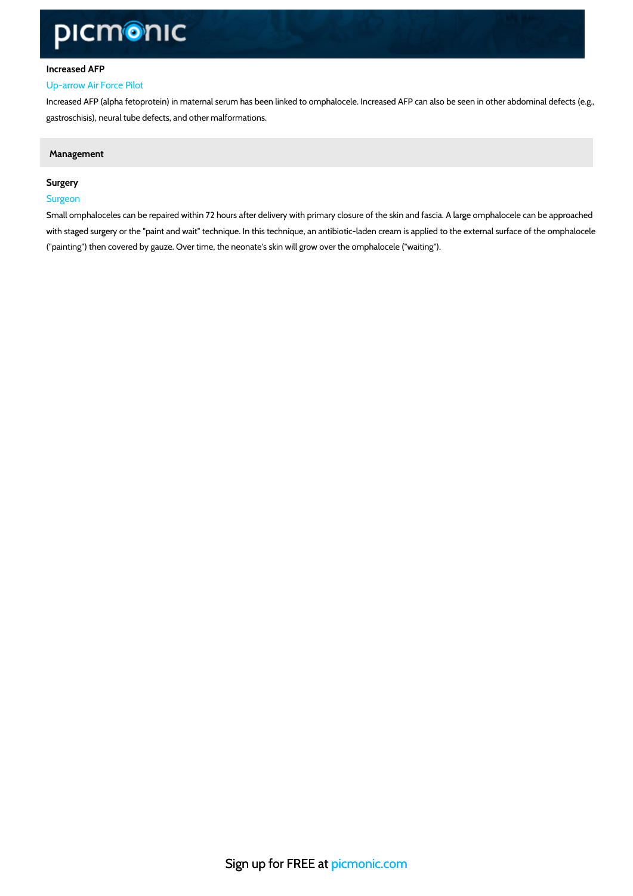**Increased AFP**

Up-arrow Air Force Pilot

Increased AFP (alpha fetoprotein) in maternal serum has been linked to omphalocele. Increased AFP can also be seen in other abdominal defects (e.g., gastroschisis), neural tube defects, and other malformations.

## Management

**Surgery**

Surgeon

Small omphaloceles can be repaired within 72 hours after delivery with primary closure of the skin and fascia. A large omphalocele can be approached with staged surgery or the "paint and wait" technique. In this technique, an antibiotic-laden cream is applied to the external surface of the omphalocele ("painting") then covered by gauze. Over time, the neonate's skin will grow over the omphalocele ("waiting").